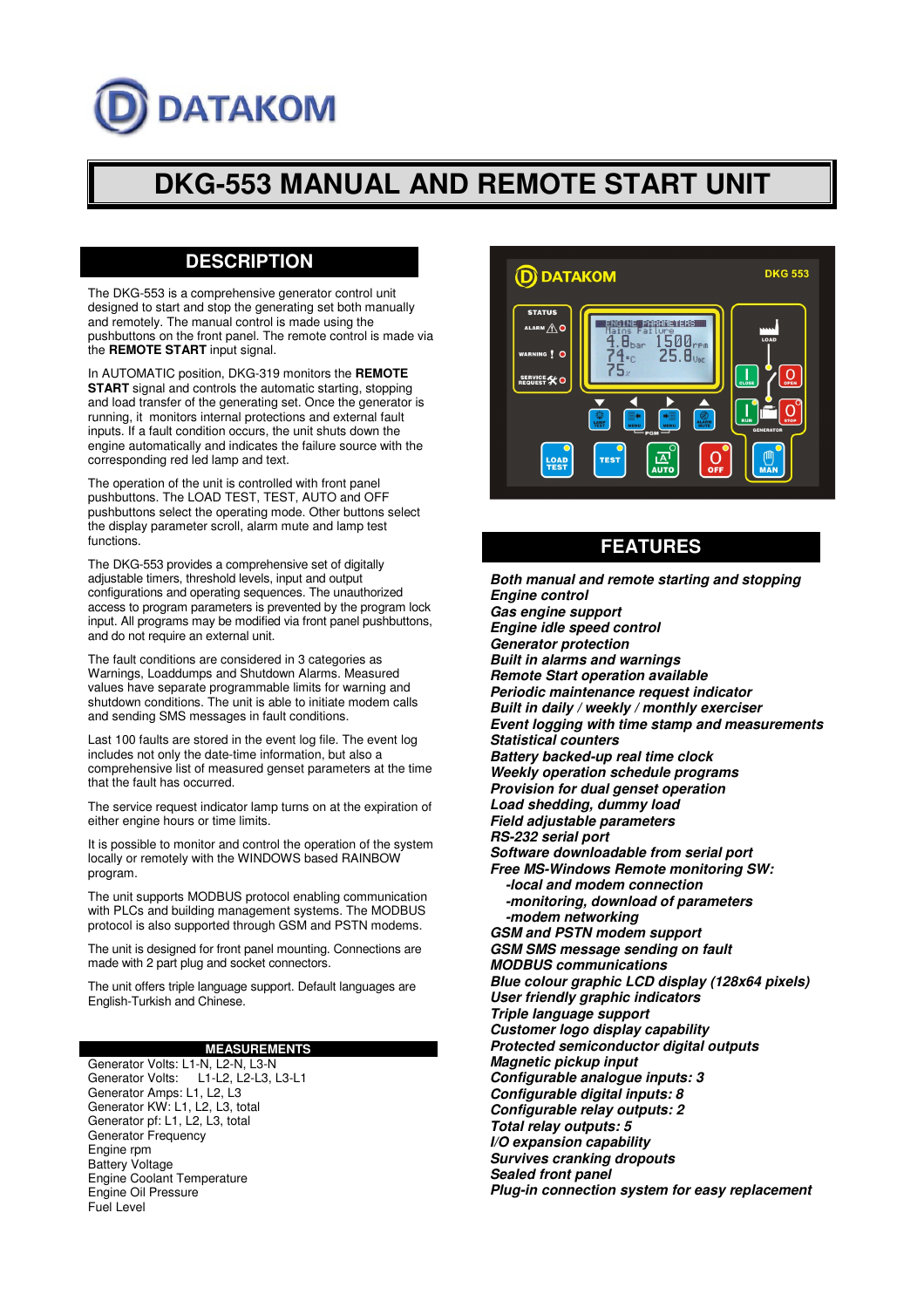# DKG-553 MANUAL AND REMOTE START UNIT

## DESCRIPTION

The DKG-553 is a comprehensive generator control unit designed to start and stop the generating set both manually and remotely. The manual control is made using the pushbuttons on the front panel. The remote control is made via the **REMOTE START** input signal.

In AUTOMATIC position, DKG-319 monitors the **REMOTE START** signal and controls the automatic starting, stopping and load transfer of the generating set. Once the generator is running, it monitors internal protections and external fault inputs. If a fault condition occurs, the unit shuts down the engine automatically and indicates the failure source with the corresponding red led lamp and text.

The operation of the unit is controlled with front panel pushbuttons. The LOAD TEST, TEST, AUTO and OFF pushbuttons select the operating mode. Other buttons select the display parameter scroll, alarm mute and lamp test functions.

The DKG-553 provides a comprehensive set of digitally adjustable timers, threshold levels, input and output configurations and operating sequences. The unauthorized access to program parameters is prevented by the program lock input. All programs may be modified via front panel pushbuttons, and do not require an external unit.

The fault conditions are considered in 3 categories as Warnings, Loaddumps and Shutdown Alarms. Measured values have separate programmable limits for warning and shutdown conditions. The unit is able to initiate modem calls and sending SMS messages in fault conditions.

Last 100 faults are stored in the event log file. The event log includes not only the date-time information, but also a comprehensive list of measured genset parameters at the time that the fault has occurred.

The service request indicator lamp turns on at the expiration of either engine hours or time limits.

It is possible to monitor and control the operation of the system locally or remotely with the WINDOWS based RAINBOW program.

The unit supports MODBUS protocol enabling communication with PLCs and building management systems. The MODBUS protocol is also supported through GSM and PSTN modems.

The unit is designed for front panel mounting. Connections are made with 2 part plug and socket connectors.

The unit offers triple language support. Default languages are English-Turkish and Chinese.

### MEASUREMENTS

Generator Volts: L1-N, L2-N, L3-N
Generator Volts: L1-L2, L2-L3, L3-L1
Generator Amps: L1, L2, L3
Generator KW: L1, L2, L3, total
Generator pf: L1, L2, L3, total
Generator Frequency
Engine rpm
Battery Voltage
Engine Coolant Temperature
Engine Oil Pressure
Fuel Level

## FEATURES

***Both manual and remote starting and stopping***
***Engine control***
***Gas engine support***
***Engine idle speed control***
***Generator protection***
***Built in alarms and warnings***
***Remote Start operation available***
***Periodic maintenance request indicator***
***Built in daily / weekly / monthly exerciser***
***Event logging with time stamp and measurements***
***Statistical counters***
***Battery backed-up real time clock***
***Weekly operation schedule programs***
***Provision for dual genset operation***
***Load shedding, dummy load***
***Field adjustable parameters***
***RS-232 serial port***
***Software downloadable from serial port***
***Free MS-Windows Remote monitoring SW:***
- ***-local and modem connection***
- ***-monitoring, download of parameters***
- ***-modem networking***

***GSM and PSTN modem support***
***GSM SMS message sending on fault***
***MODBUS communications***
***Blue colour graphic LCD display (128x64 pixels)***
***User friendly graphic indicators***
***Triple language support***
***Customer logo display capability***
***Protected semiconductor digital outputs***
***Magnetic pickup input***
***Configurable analogue inputs: 3***
***Configurable digital inputs: 8***
***Configurable relay outputs: 2***
***Total relay outputs: 5***
***I/O expansion capability***
***Survives cranking dropouts***
***Sealed front panel***
***Plug-in connection system for easy replacement***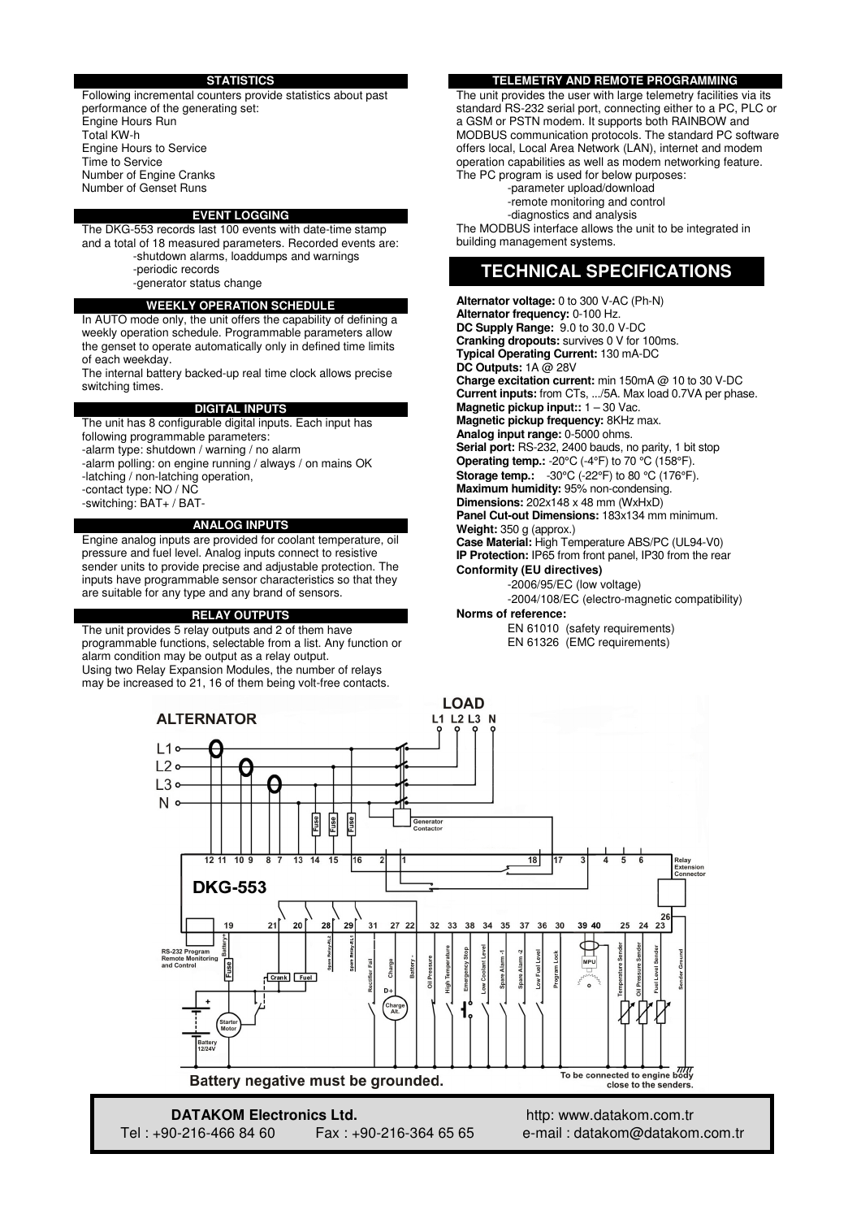## STATISTICS

Following incremental counters provide statistics about past performance of the generating set:
Engine Hours Run
Total KW-h
Engine Hours to Service
Time to Service
Number of Engine Cranks
Number of Genset Runs

## EVENT LOGGING

The DKG-553 records last 100 events with date-time stamp and a total of 18 measured parameters. Recorded events are:

-shutdown alarms, loaddumps and warnings
-periodic records
-generator status change

## WEEKLY OPERATION SCHEDULE

In AUTO mode only, the unit offers the capability of defining a weekly operation schedule. Programmable parameters allow the genset to operate automatically only in defined time limits of each weekday.

The internal battery backed-up real time clock allows precise switching times.

## DIGITAL INPUTS

The unit has 8 configurable digital inputs. Each input has following programmable parameters:
-alarm type: shutdown / warning / no alarm
-alarm polling: on engine running / always / on mains OK
-latching / non-latching operation,
-contact type: NO / NC
-switching: BAT+ / BAT-

## ANALOG INPUTS

Engine analog inputs are provided for coolant temperature, oil pressure and fuel level. Analog inputs connect to resistive sender units to provide precise and adjustable protection. The inputs have programmable sensor characteristics so that they are suitable for any type and any brand of sensors.

## RELAY OUTPUTS

The unit provides 5 relay outputs and 2 of them have programmable functions, selectable from a list. Any function or alarm condition may be output as a relay output.
Using two Relay Expansion Modules, the number of relays may be increased to 21, 16 of them being volt-free contacts.

## TELEMETRY AND REMOTE PROGRAMMING

The unit provides the user with large telemetry facilities via its standard RS-232 serial port, connecting either to a PC, PLC or a GSM or PSTN modem. It supports both RAINBOW and MODBUS communication protocols. The standard PC software offers local, Local Area Network (LAN), internet and modem operation capabilities as well as modem networking feature.
The PC program is used for below purposes:

-parameter upload/download
-remote monitoring and control
-diagnostics and analysis

The MODBUS interface allows the unit to be integrated in building management systems.

# TECHNICAL SPECIFICATIONS

**Alternator voltage:** 0 to 300 V-AC (Ph-N)
**Alternator frequency:** 0-100 Hz.
**DC Supply Range:** 9.0 to 30.0 V-DC
**Cranking dropouts:** survives 0 V for 100ms.
**Typical Operating Current:** 130 mA-DC
**DC Outputs:** 1A @ 28V
**Charge excitation current:** min 150mA @ 10 to 30 V-DC
**Current inputs:** from CTs, .../5A. Max load 0.7VA per phase.
**Magnetic pickup input::** 1 – 30 Vac.
**Magnetic pickup frequency:** 8KHz max.
**Analog input range:** 0-5000 ohms.
**Serial port:** RS-232, 2400 bauds, no parity, 1 bit stop
**Operating temp.:** -20°C (-4°F) to 70 °C (158°F).
**Storage temp.:** -30°C (-22°F) to 80 °C (176°F).
**Maximum humidity:** 95% non-condensing.
**Dimensions:** 202x148 x 48 mm (WxHxD)
**Panel Cut-out Dimensions:** 183x134 mm minimum.
**Weight:** 350 g (approx.)
**Case Material:** High Temperature ABS/PC (UL94-V0)
**IP Protection:** IP65 from front panel, IP30 from the rear
**Conformity (EU directives)**

-2006/95/EC (low voltage)
-2004/108/EC (electro-magnetic compatibility)

**Norms of reference:**

EN 61010 (safety requirements)
EN 61326 (EMC requirements)

ALTERNATOR
L1
L2
L3
N
LOAD
L1 L2 L3 N
Fuse
Fuse
Fuse
Generator Contactor
12 11 10 9 8 7 13 14 15 16 2 1 18 17 3 4 5 6
Relay Extension Connector
DKG-553
26
19 21 20 28 29 31 27 22 32 33 38 34 35 37 36 30 39 40 25 24 23
RS-232 Program Remote Monitoring and Control
Battery+
Fuse
Crank
Fuel
Spare Relay-RL2
Spare Relay-RL1
Rectifier Fail
Charge
Battery -
D+
Charge Alt.
Oil Pressure
High Temperature
Emergency Stop
Low Coolant Level
Spare Alarm -1
Spare Alarm -2
Low Fuel Level
Program Lock
MPU
Temperature Sender
Oil Pressure Sender
Fuel Level Sender
Sender Ground
Starter Motor
Battery 12/24V
Battery negative must be grounded.
To be connected to engine body close to the senders.

**DATAKOM Electronics Ltd.** http: www.datakom.com.tr
Tel : +90-216-466 84 60 Fax : +90-216-364 65 65 e-mail : datakom@datakom.com.tr